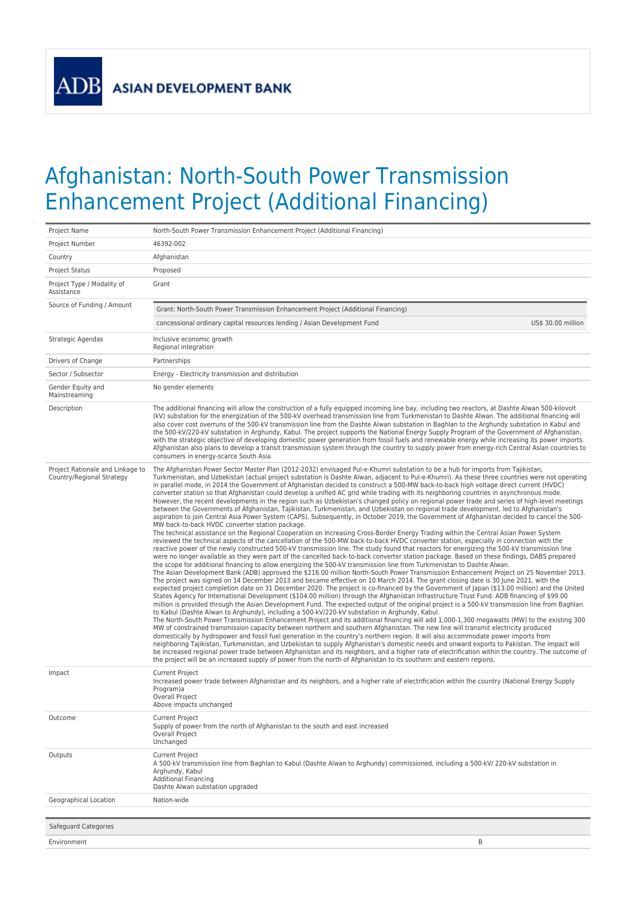ADB ASIAN DEVELOPMENT BANK

# Afghanistan: North-South Power Transmission Enhancement Project (Additional Financing)

| | |
|---|---|
| Project Name | North-South Power Transmission Enhancement Project (Additional Financing) |
| Project Number | 46392-002 |
| Country | Afghanistan |
| Project Status | Proposed |
| Project Type / Modality of Assistance | Grant |
| Source of Funding / Amount | Grant: North-South Power Transmission Enhancement Project (Additional Financing)<br>concessional ordinary capital resources lending / Asian Development Fund — US$ 30.00 million |
| Strategic Agendas | Inclusive economic growth<br>Regional integration |
| Drivers of Change | Partnerships |
| Sector / Subsector | Energy - Electricity transmission and distribution |
| Gender Equity and Mainstreaming | No gender elements |
| Description | The additional financing will allow the construction of a fully equipped incoming line bay, including two reactors, at Dashte Alwan 500-kilovolt (kV) substation for the energization of the 500-kV overhead transmission line from Turkmenistan to Dashte Alwan. The additional financing will also cover cost overruns of the 500-kV transmission line from the Dashte Alwan substation in Baghlan to the Arghundy substation in Kabul and the 500-kV/220-kV substation in Arghundy, Kabul. The project supports the National Energy Supply Program of the Government of Afghanistan, with the strategic objective of developing domestic power generation from fossil fuels and renewable energy while increasing its power imports. Afghanistan also plans to develop a transit transmission system through the country to supply power from energy-rich Central Asian countries to consumers in energy-scarce South Asia. |
| Project Rationale and Linkage to Country/Regional Strategy | The Afghanistan Power Sector Master Plan (2012-2032) envisaged Pul-e-Khumri substation to be a hub for imports from Tajikistan, Turkmenistan, and Uzbekistan (actual project substation is Dashte Alwan, adjacent to Pul-e-Khumri). As these three countries were not operating in parallel mode, in 2014 the Government of Afghanistan decided to construct a 500-MW back-to-back high voltage direct current (HVDC) converter station so that Afghanistan could develop a unified AC grid while trading with its neighboring countries in asynchronous mode. However, the recent developments in the region such as Uzbekistan's changed policy on regional power trade and series of high-level meetings between the Governments of Afghanistan, Tajikistan, Turkmenistan, and Uzbekistan on regional trade development, led to Afghanistan's aspiration to join Central Asia Power System (CAPS). Subsequently, in October 2019, the Government of Afghanistan decided to cancel the 500-MW back-to-back HVDC converter station package.<br>The technical assistance on the Regional Cooperation on Increasing Cross-Border Energy Trading within the Central Asian Power System reviewed the technical aspects of the cancellation of the 500-MW back-to-back HVDC converter station, especially in connection with the reactive power of the newly constructed 500-kV transmission line. The study found that reactors for energizing the 500-kV transmission line were no longer available as they were part of the cancelled back-to-back converter station package. Based on these findings, DABS prepared the scope for additional financing to allow energizing the 500-kV transmission line from Turkmenistan to Dashte Alwan.<br>The Asian Development Bank (ADB) approved the $216.00 million North-South Power Transmission Enhancement Project on 25 November 2013. The project was signed on 14 December 2013 and became effective on 10 March 2014. The grant closing date is 30 June 2021, with the expected project completion date on 31 December 2020. The project is co-financed by the Government of Japan ($13.00 million) and the United States Agency for International Development ($104.00 million) through the Afghanistan Infrastructure Trust Fund. ADB financing of $99.00 million is provided through the Asian Development Fund. The expected output of the original project is a 500-kV transmission line from Baghlan to Kabul (Dashte Alwan to Arghundy), including a 500-kV/220-kV substation in Arghundy, Kabul.<br>The North-South Power Transmission Enhancement Project and its additional financing will add 1,000-1,300 megawatts (MW) to the existing 300 MW of constrained transmission capacity between northern and southern Afghanistan. The new line will transmit electricity produced domestically by hydropower and fossil fuel generation in the country's northern region. It will also accommodate power imports from neighboring Tajikistan, Turkmenistan, and Uzbekistan to supply Afghanistan's domestic needs and onward exports to Pakistan. The impact will be increased regional power trade between Afghanistan and its neighbors, and a higher rate of electrification within the country. The outcome of the project will be an increased supply of power from the north of Afghanistan to its southern and eastern regions. |
| Impact | Current Project<br>Increased power trade between Afghanistan and its neighbors, and a higher rate of electrification within the country (National Energy Supply Program)a<br>Overall Project<br>Above impacts unchanged |
| Outcome | Current Project<br>Supply of power from the north of Afghanistan to the south and east increased<br>Overall Project<br>Unchanged |
| Outputs | Current Project<br>A 500-kV transmission line from Baghlan to Kabul (Dashte Alwan to Arghundy) commissioned, including a 500-kV/ 220-kV substation in Arghundy, Kabul<br>Additional Financing<br>Dashte Alwan substation upgraded |
| Geographical Location | Nation-wide |

| Safeguard Categories | |
|---|---|
| Environment | B |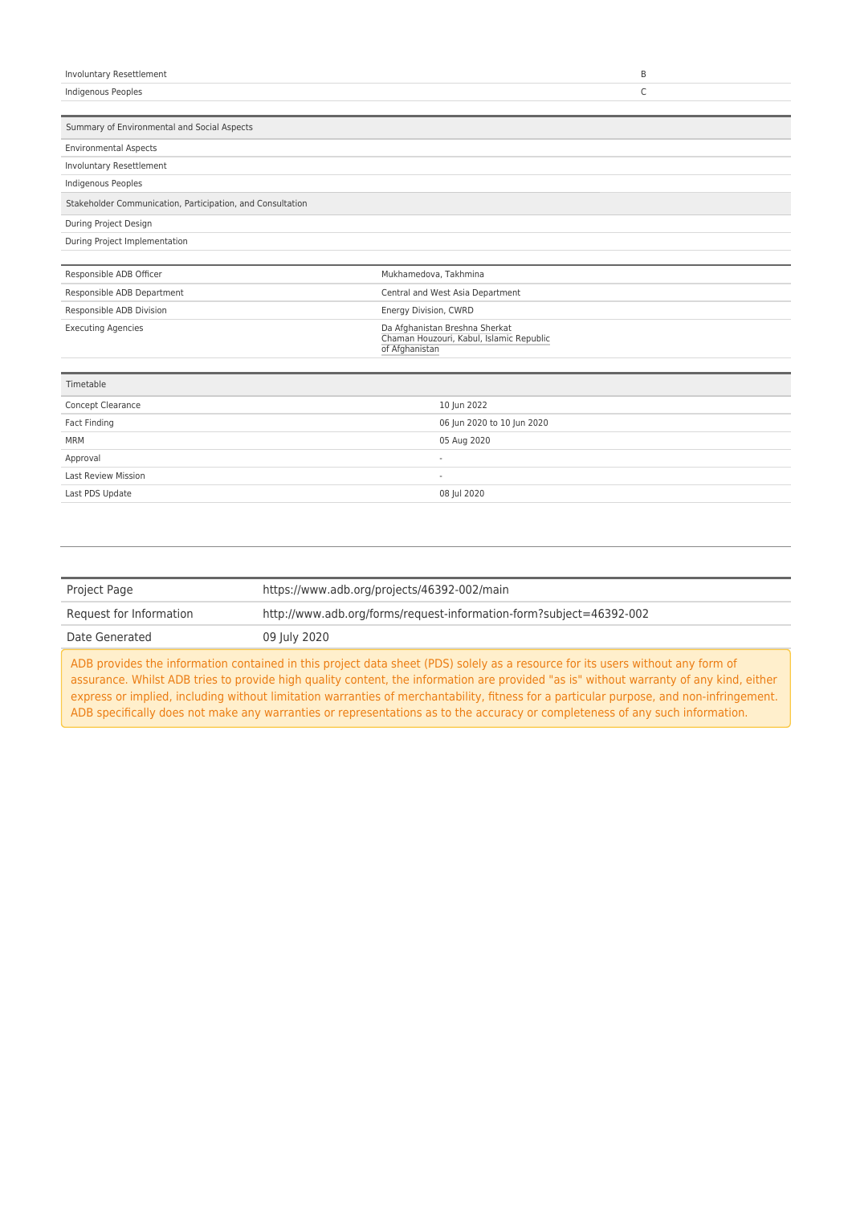| | |
|---|---|
| Involuntary Resettlement | B |
| Indigenous Peoples | C |

| Summary of Environmental and Social Aspects |
|---|
| Environmental Aspects |
| Involuntary Resettlement |
| Indigenous Peoples |
| **Stakeholder Communication, Participation, and Consultation** |
| During Project Design |
| During Project Implementation |

| | |
|---|---|
| Responsible ADB Officer | Mukhamedova, Takhmina |
| Responsible ADB Department | Central and West Asia Department |
| Responsible ADB Division | Energy Division, CWRD |
| Executing Agencies | Da Afghanistan Breshna Sherkat<br>Chaman Houzouri, Kabul, Islamic Republic of Afghanistan |

| Timetable | |
|---|---|
| Concept Clearance | 10 Jun 2022 |
| Fact Finding | 06 Jun 2020 to 10 Jun 2020 |
| MRM | 05 Aug 2020 |
| Approval | - |
| Last Review Mission | - |
| Last PDS Update | 08 Jul 2020 |

| | |
|---|---|
| Project Page | https://www.adb.org/projects/46392-002/main |
| Request for Information | http://www.adb.org/forms/request-information-form?subject=46392-002 |
| Date Generated | 09 July 2020 |

ADB provides the information contained in this project data sheet (PDS) solely as a resource for its users without any form of assurance. Whilst ADB tries to provide high quality content, the information are provided "as is" without warranty of any kind, either express or implied, including without limitation warranties of merchantability, fitness for a particular purpose, and non-infringement. ADB specifically does not make any warranties or representations as to the accuracy or completeness of any such information.